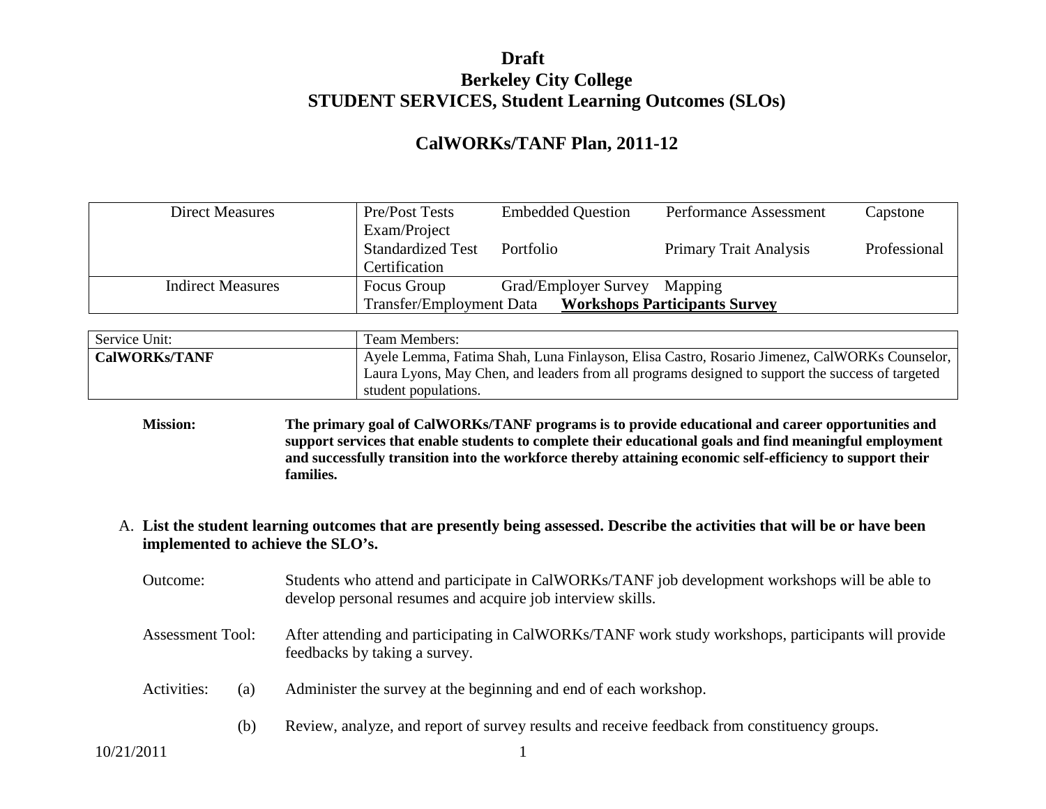# Draft
# Berkeley City College
# STUDENT SERVICES, Student Learning Outcomes (SLOs)

## CalWORKs/TANF Plan, 2011-12

| | |
|---|---|
| Direct Measures | Pre/Post Tests Embedded Question Performance Assessment Capstone Exam/Project<br>Standardized Test Portfolio Primary Trait Analysis Professional Certification |
| Indirect Measures | Focus Group Grad/Employer Survey Mapping<br>Transfer/Employment Data **Workshops Participants Survey** |

| Service Unit: | Team Members: |
|---|---|
| **CalWORKs/TANF** | Ayele Lemma, Fatima Shah, Luna Finlayson, Elisa Castro, Rosario Jimenez, CalWORKs Counselor, Laura Lyons, May Chen, and leaders from all programs designed to support the success of targeted student populations. |

**Mission:** **The primary goal of CalWORKs/TANF programs is to provide educational and career opportunities and support services that enable students to complete their educational goals and find meaningful employment and successfully transition into the workforce thereby attaining economic self-efficiency to support their families.**

A. **List the student learning outcomes that are presently being assessed. Describe the activities that will be or have been implemented to achieve the SLO's.**

Outcome: Students who attend and participate in CalWORKs/TANF job development workshops will be able to develop personal resumes and acquire job interview skills.

Assessment Tool: After attending and participating in CalWORKs/TANF work study workshops, participants will provide feedbacks by taking a survey.

Activities:

(a) Administer the survey at the beginning and end of each workshop.

(b) Review, analyze, and report of survey results and receive feedback from constituency groups.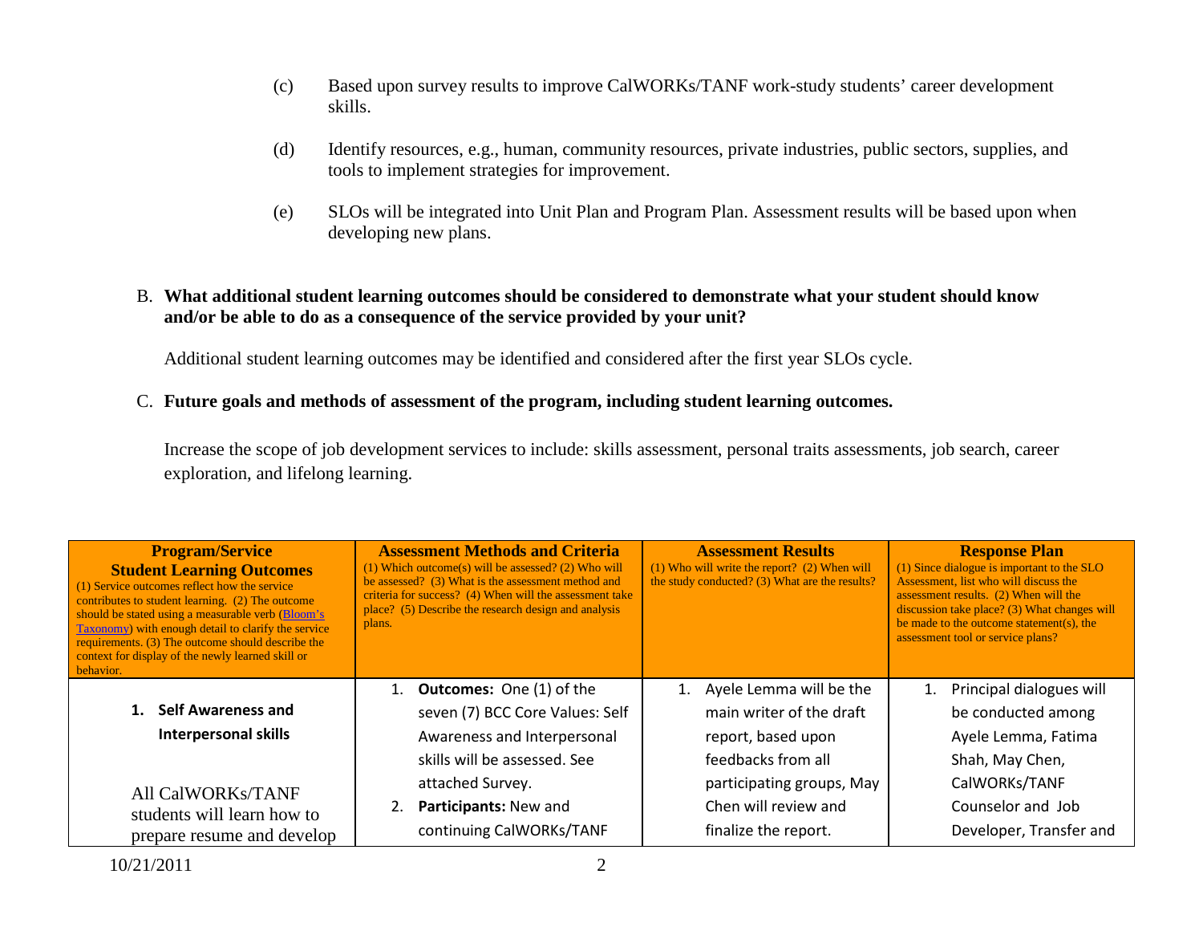(c) Based upon survey results to improve CalWORKs/TANF work-study students' career development skills.

(d) Identify resources, e.g., human, community resources, private industries, public sectors, supplies, and tools to implement strategies for improvement.

(e) SLOs will be integrated into Unit Plan and Program Plan. Assessment results will be based upon when developing new plans.

B. **What additional student learning outcomes should be considered to demonstrate what your student should know and/or be able to do as a consequence of the service provided by your unit?**

Additional student learning outcomes may be identified and considered after the first year SLOs cycle.

C. **Future goals and methods of assessment of the program, including student learning outcomes.**

Increase the scope of job development services to include: skills assessment, personal traits assessments, job search, career exploration, and lifelong learning.

| **Program/Service Student Learning Outcomes** (1) Service outcomes reflect how the service contributes to student learning. (2) The outcome should be stated using a measurable verb (Bloom's Taxonomy) with enough detail to clarify the service requirements. (3) The outcome should describe the context for display of the newly learned skill or behavior. | **Assessment Methods and Criteria** (1) Which outcome(s) will be assessed? (2) Who will be assessed? (3) What is the assessment method and criteria for success? (4) When will the assessment take place? (5) Describe the research design and analysis plans. | **Assessment Results** (1) Who will write the report? (2) When will the study conducted? (3) What are the results? | **Response Plan** (1) Since dialogue is important to the SLO Assessment, list who will discuss the assessment results. (2) When will the discussion take place? (3) What changes will be made to the outcome statement(s), the assessment tool or service plans? |
|---|---|---|---|
| 1. **Self Awareness and Interpersonal skills**<br><br>All CalWORKs/TANF students will learn how to prepare resume and develop | 1. **Outcomes:** One (1) of the seven (7) BCC Core Values: Self Awareness and Interpersonal skills will be assessed. See attached Survey.<br>2. **Participants:** New and continuing CalWORKs/TANF | 1. Ayele Lemma will be the main writer of the draft report, based upon feedbacks from all participating groups, May Chen will review and finalize the report. | 1. Principal dialogues will be conducted among Ayele Lemma, Fatima Shah, May Chen, CalWORKs/TANF Counselor and Job Developer, Transfer and |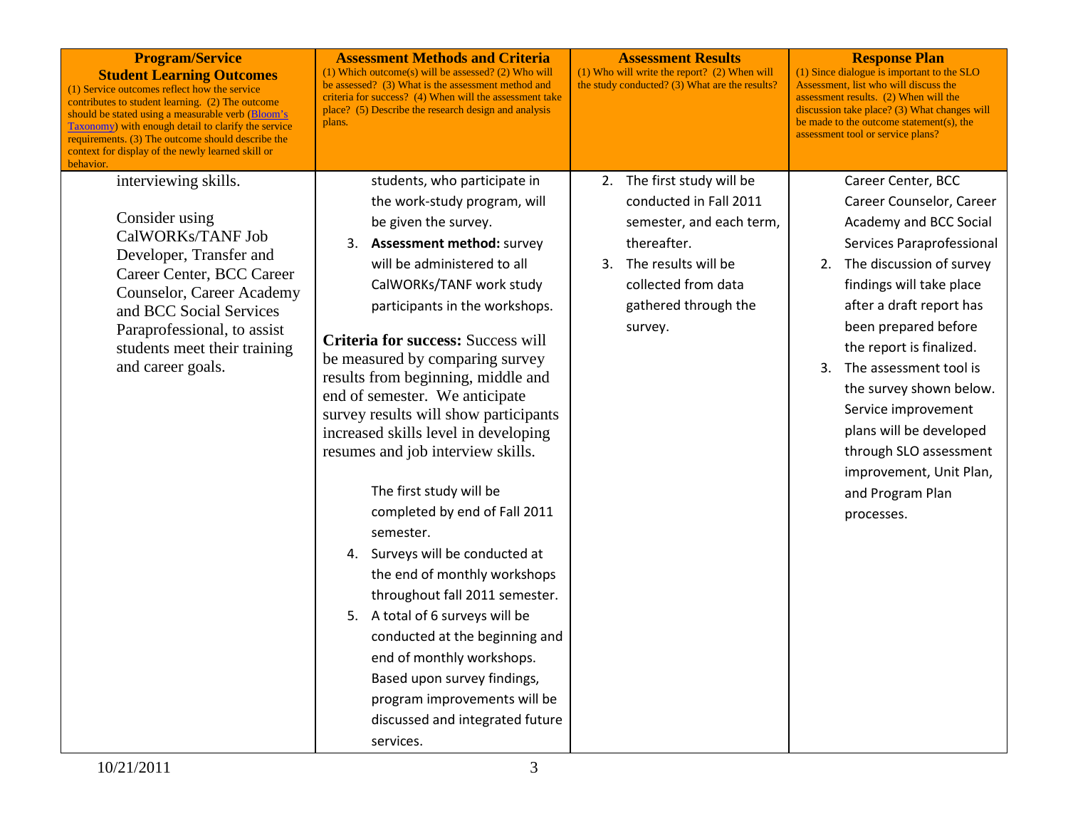| **Program/Service Student Learning Outcomes** (1) Service outcomes reflect how the service contributes to student learning. (2) The outcome should be stated using a measurable verb (Bloom's Taxonomy) with enough detail to clarify the service requirements. (3) The outcome should describe the context for display of the newly learned skill or behavior. | **Assessment Methods and Criteria** (1) Which outcome(s) will be assessed? (2) Who will be assessed? (3) What is the assessment method and criteria for success? (4) When will the assessment take place? (5) Describe the research design and analysis plans. | **Assessment Results** (1) Who will write the report? (2) When will the study conducted? (3) What are the results? | **Response Plan** (1) Since dialogue is important to the SLO Assessment, list who will discuss the assessment results. (2) When will the discussion take place? (3) What changes will be made to the outcome statement(s), the assessment tool or service plans? |
| --- | --- | --- | --- |
| interviewing skills.<br><br>Consider using CalWORKs/TANF Job Developer, Transfer and Career Center, BCC Career Counselor, Career Academy and BCC Social Services Paraprofessional, to assist students meet their training and career goals. | students, who participate in the work-study program, will be given the survey.<br>3. **Assessment method:** survey will be administered to all CalWORKs/TANF work study participants in the workshops.<br><br>**Criteria for success:** Success will be measured by comparing survey results from beginning, middle and end of semester. We anticipate survey results will show participants increased skills level in developing resumes and job interview skills.<br><br>The first study will be completed by end of Fall 2011 semester.<br>4. Surveys will be conducted at the end of monthly workshops throughout fall 2011 semester.<br>5. A total of 6 surveys will be conducted at the beginning and end of monthly workshops. Based upon survey findings, program improvements will be discussed and integrated future services. | 2. The first study will be conducted in Fall 2011 semester, and each term, thereafter.<br>3. The results will be collected from data gathered through the survey. | Career Center, BCC Career Counselor, Career Academy and BCC Social Services Paraprofessional<br>2. The discussion of survey findings will take place after a draft report has been prepared before the report is finalized.<br>3. The assessment tool is the survey shown below. Service improvement plans will be developed through SLO assessment improvement, Unit Plan, and Program Plan processes. |

10/21/2011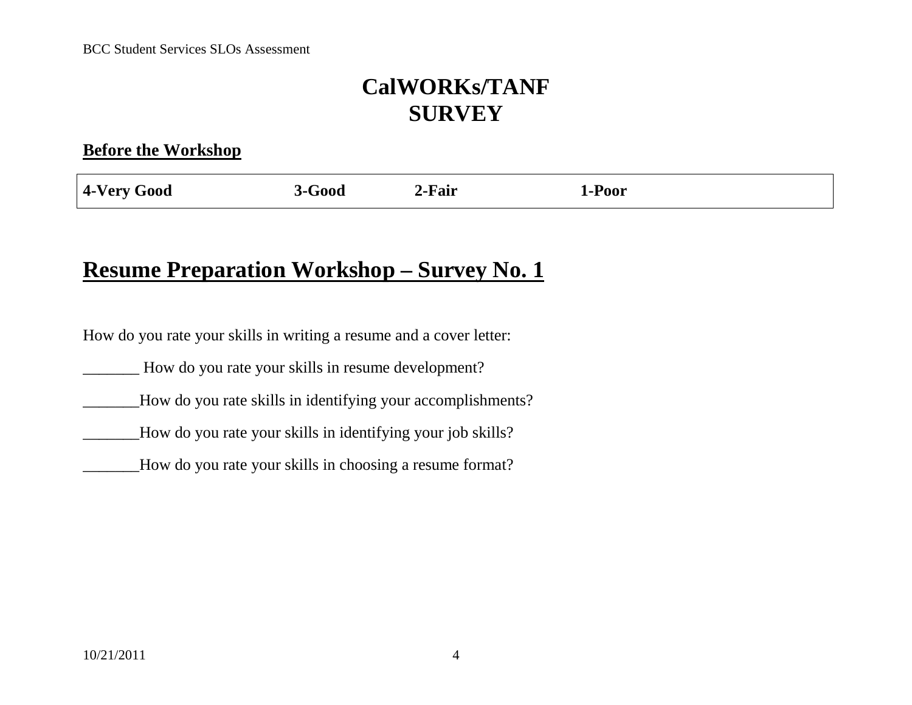# CalWORKs/TANF
# SURVEY

**Before the Workshop**

| 4-Very Good | 3-Good | 2-Fair | 1-Poor |
|---|---|---|---|

## Resume Preparation Workshop – Survey No. 1

How do you rate your skills in writing a resume and a cover letter:

_______ How do you rate your skills in resume development?

_______How do you rate skills in identifying your accomplishments?

_______How do you rate your skills in identifying your job skills?

_______How do you rate your skills in choosing a resume format?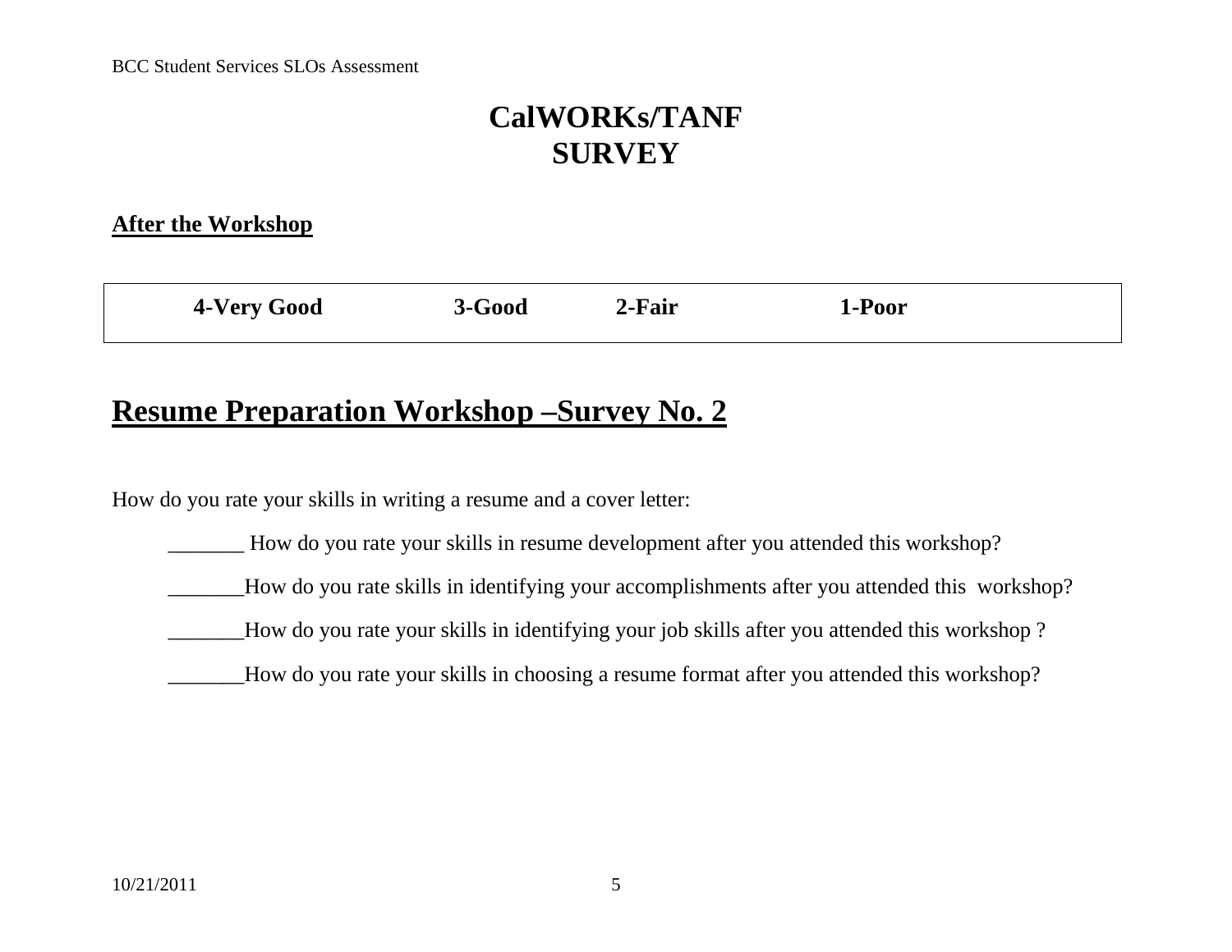# CalWORKs/TANF SURVEY

**After the Workshop**

| 4-Very Good | 3-Good | 2-Fair | 1-Poor |
|---|---|---|---|

## Resume Preparation Workshop –Survey No. 2

How do you rate your skills in writing a resume and a cover letter:

_______ How do you rate your skills in resume development after you attended this workshop?

_______How do you rate skills in identifying your accomplishments after you attended this workshop?

_______How do you rate your skills in identifying your job skills after you attended this workshop ?

_______How do you rate your skills in choosing a resume format after you attended this workshop?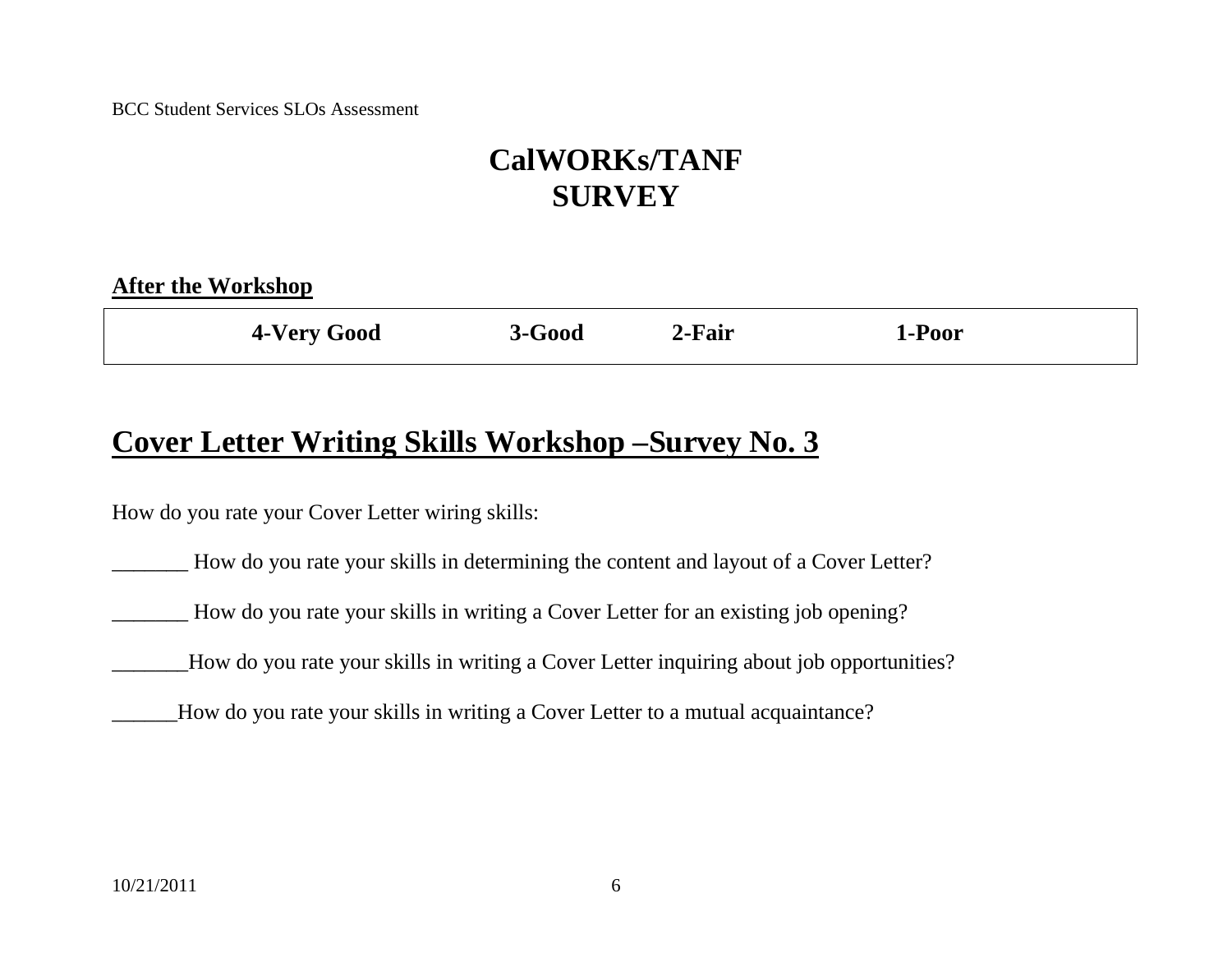# CalWORKs/TANF SURVEY

**After the Workshop**

| 4-Very Good | 3-Good | 2-Fair | 1-Poor |
| --- | --- | --- | --- |

## Cover Letter Writing Skills Workshop –Survey No. 3

How do you rate your Cover Letter wiring skills:

_______ How do you rate your skills in determining the content and layout of a Cover Letter?

_______ How do you rate your skills in writing a Cover Letter for an existing job opening?

_______How do you rate your skills in writing a Cover Letter inquiring about job opportunities?

______How do you rate your skills in writing a Cover Letter to a mutual acquaintance?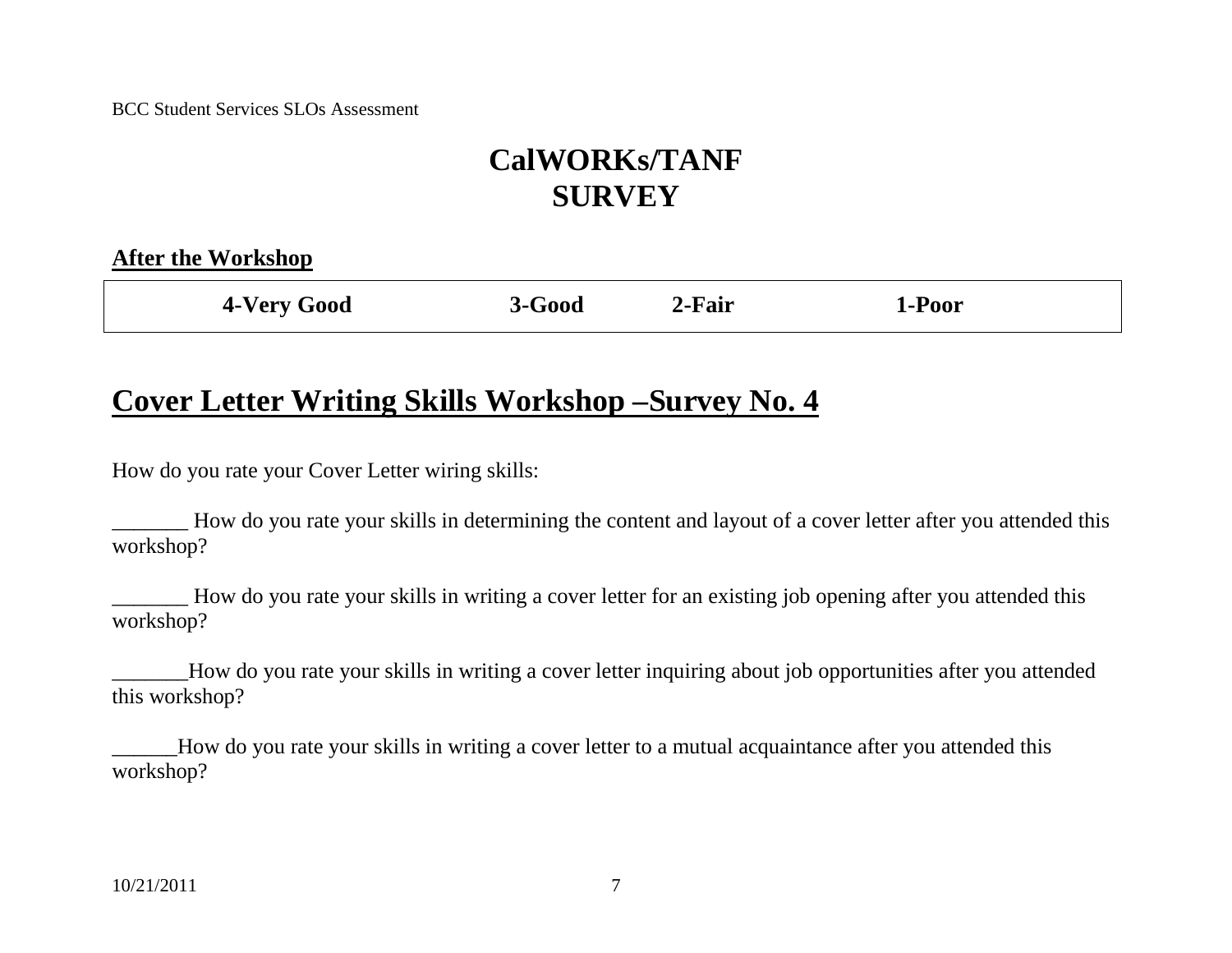# CalWORKs/TANF
# SURVEY

**After the Workshop**

| 4-Very Good | 3-Good | 2-Fair | 1-Poor |
|---|---|---|---|

## Cover Letter Writing Skills Workshop –Survey No. 4

How do you rate your Cover Letter wiring skills:

_______ How do you rate your skills in determining the content and layout of a cover letter after you attended this workshop?

_______ How do you rate your skills in writing a cover letter for an existing job opening after you attended this workshop?

_______How do you rate your skills in writing a cover letter inquiring about job opportunities after you attended this workshop?

______How do you rate your skills in writing a cover letter to a mutual acquaintance after you attended this workshop?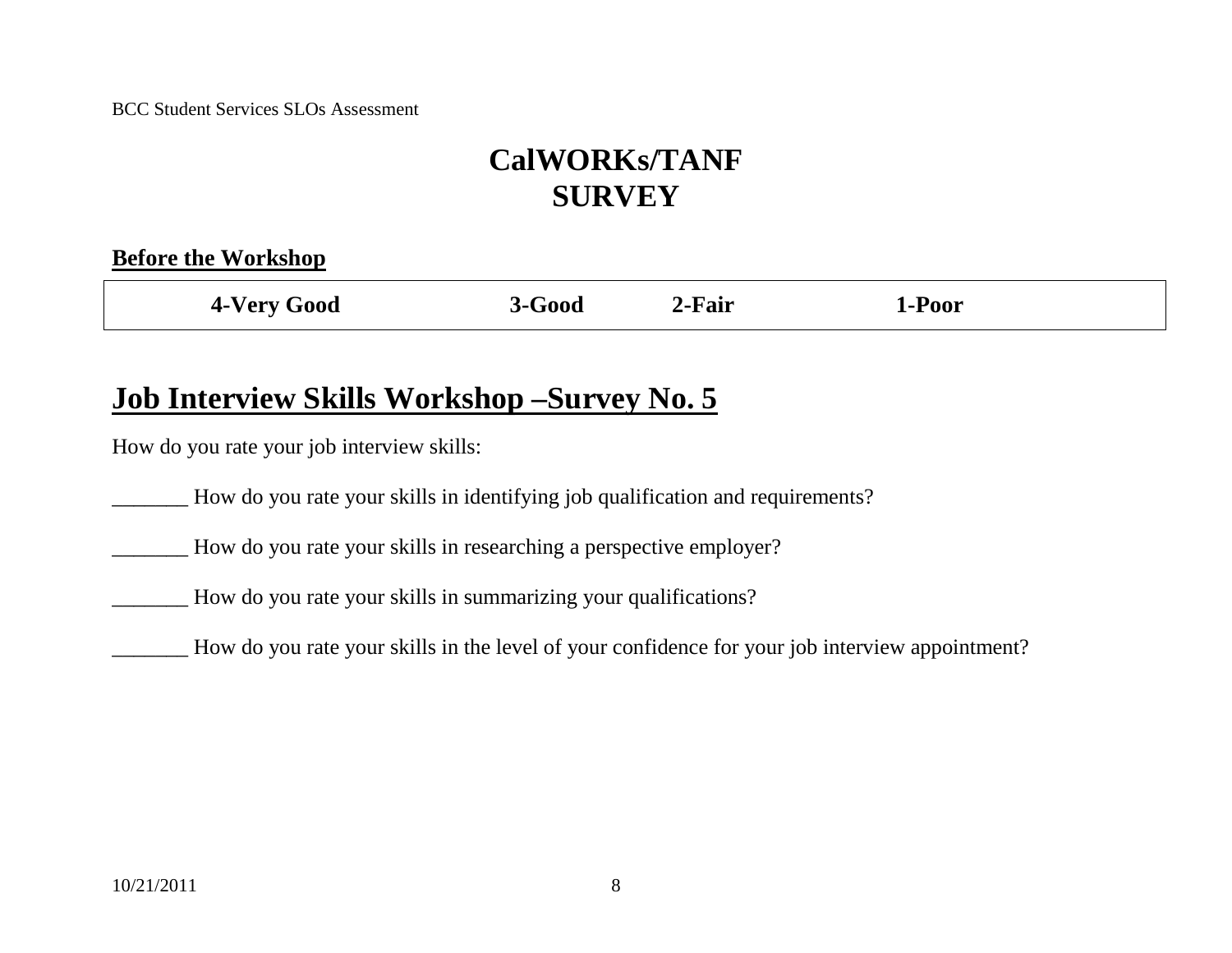# CalWORKs/TANF
# SURVEY

**Before the Workshop**

| 4-Very Good | 3-Good | 2-Fair | 1-Poor |
|---|---|---|---|

## Job Interview Skills Workshop –Survey No. 5

How do you rate your job interview skills:

_______ How do you rate your skills in identifying job qualification and requirements?

_______ How do you rate your skills in researching a perspective employer?

_______ How do you rate your skills in summarizing your qualifications?

_______ How do you rate your skills in the level of your confidence for your job interview appointment?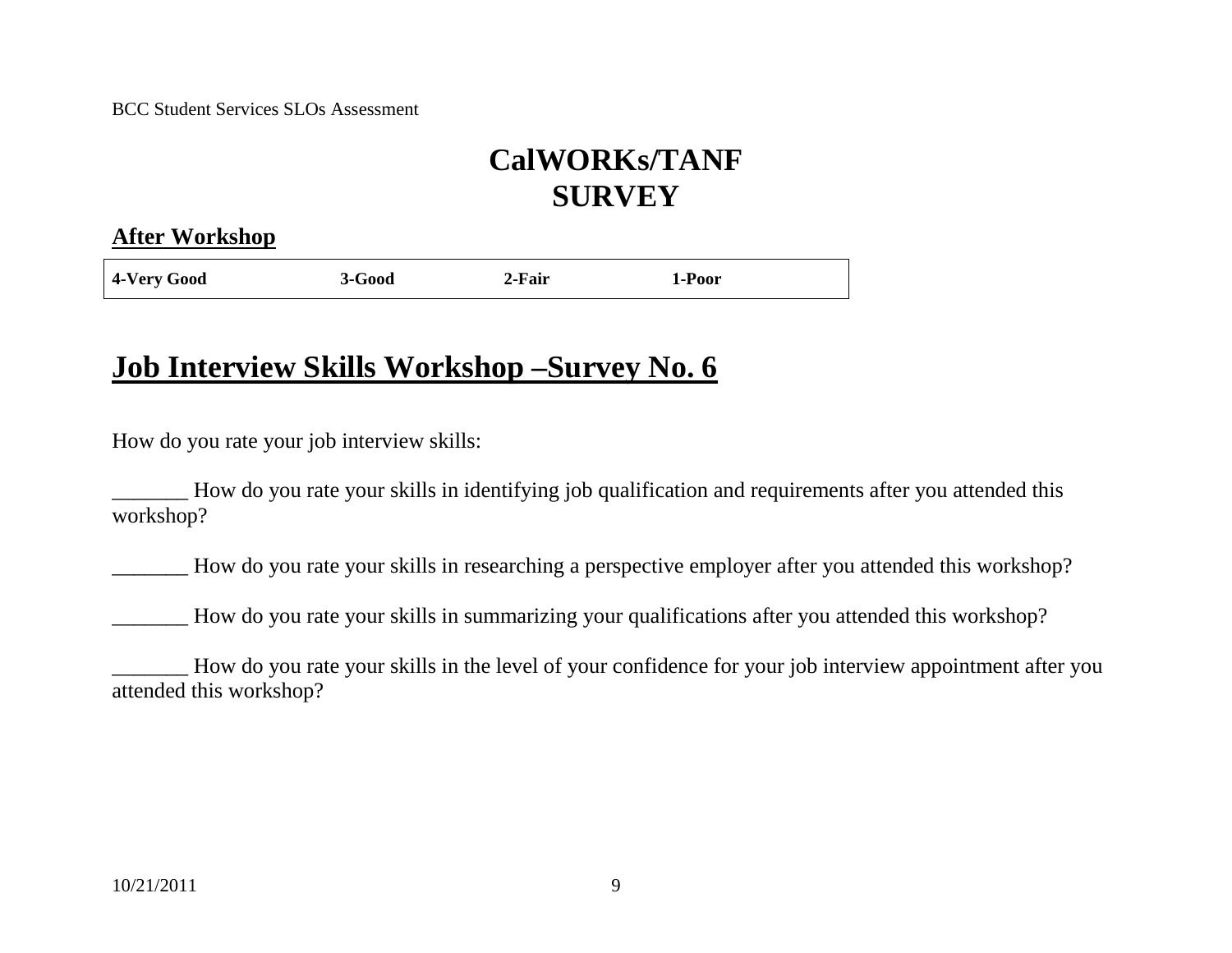# CalWORKs/TANF SURVEY

**After Workshop**

| | | | |
|---|---|---|---|
| **4-Very Good** | **3-Good** | **2-Fair** | **1-Poor** |

## Job Interview Skills Workshop –Survey No. 6

How do you rate your job interview skills:

_______ How do you rate your skills in identifying job qualification and requirements after you attended this workshop?

_______ How do you rate your skills in researching a perspective employer after you attended this workshop?

_______ How do you rate your skills in summarizing your qualifications after you attended this workshop?

_______ How do you rate your skills in the level of your confidence for your job interview appointment after you attended this workshop?